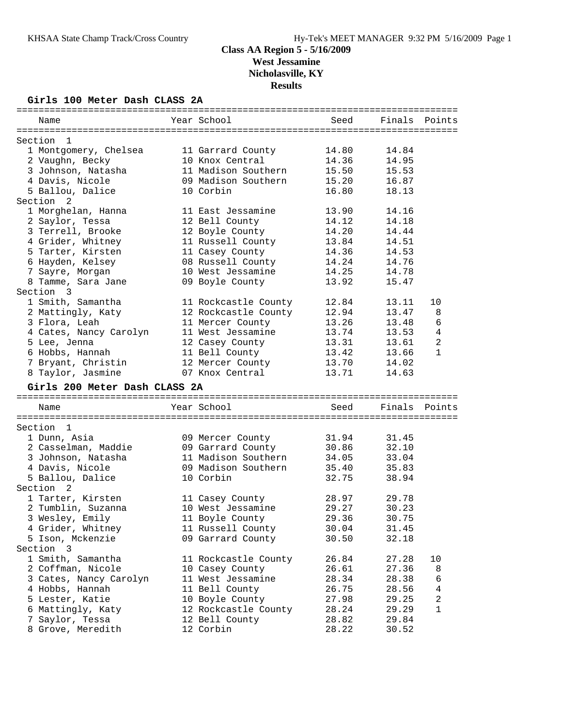# Class AA Region 5 - 5/16/2009

## West Jessamine

## Nicholasville, KY

## Results

### Girls 100 Meter Dash CLASS 2A

| Name | Year | School | Seed | Finals | Points |
|---|---|---|---|---|---|
| **Section 1** | | | | | |
| 1 Montgomery, Chelsea | 11 | Garrard County | 14.80 | 14.84 | |
| 2 Vaughn, Becky | 10 | Knox Central | 14.36 | 14.95 | |
| 3 Johnson, Natasha | 11 | Madison Southern | 15.50 | 15.53 | |
| 4 Davis, Nicole | 09 | Madison Southern | 15.20 | 16.87 | |
| 5 Ballou, Dalice | 10 | Corbin | 16.80 | 18.13 | |
| **Section 2** | | | | | |
| 1 Morghelan, Hanna | 11 | East Jessamine | 13.90 | 14.16 | |
| 2 Saylor, Tessa | 12 | Bell County | 14.12 | 14.18 | |
| 3 Terrell, Brooke | 12 | Boyle County | 14.20 | 14.44 | |
| 4 Grider, Whitney | 11 | Russell County | 13.84 | 14.51 | |
| 5 Tarter, Kirsten | 11 | Casey County | 14.36 | 14.53 | |
| 6 Hayden, Kelsey | 08 | Russell County | 14.24 | 14.76 | |
| 7 Sayre, Morgan | 10 | West Jessamine | 14.25 | 14.78 | |
| 8 Tamme, Sara Jane | 09 | Boyle County | 13.92 | 15.47 | |
| **Section 3** | | | | | |
| 1 Smith, Samantha | 11 | Rockcastle County | 12.84 | 13.11 | 10 |
| 2 Mattingly, Katy | 12 | Rockcastle County | 12.94 | 13.47 | 8 |
| 3 Flora, Leah | 11 | Mercer County | 13.26 | 13.48 | 6 |
| 4 Cates, Nancy Carolyn | 11 | West Jessamine | 13.74 | 13.53 | 4 |
| 5 Lee, Jenna | 12 | Casey County | 13.31 | 13.61 | 2 |
| 6 Hobbs, Hannah | 11 | Bell County | 13.42 | 13.66 | 1 |
| 7 Bryant, Christin | 12 | Mercer County | 13.70 | 14.02 | |
| 8 Taylor, Jasmine | 07 | Knox Central | 13.71 | 14.63 | |

### Girls 200 Meter Dash CLASS 2A

| Name | Year | School | Seed | Finals | Points |
|---|---|---|---|---|---|
| **Section 1** | | | | | |
| 1 Dunn, Asia | 09 | Mercer County | 31.94 | 31.45 | |
| 2 Casselman, Maddie | 09 | Garrard County | 30.86 | 32.10 | |
| 3 Johnson, Natasha | 11 | Madison Southern | 34.05 | 33.04 | |
| 4 Davis, Nicole | 09 | Madison Southern | 35.40 | 35.83 | |
| 5 Ballou, Dalice | 10 | Corbin | 32.75 | 38.94 | |
| **Section 2** | | | | | |
| 1 Tarter, Kirsten | 11 | Casey County | 28.97 | 29.78 | |
| 2 Tumblin, Suzanna | 10 | West Jessamine | 29.27 | 30.23 | |
| 3 Wesley, Emily | 11 | Boyle County | 29.36 | 30.75 | |
| 4 Grider, Whitney | 11 | Russell County | 30.04 | 31.45 | |
| 5 Ison, Mckenzie | 09 | Garrard County | 30.50 | 32.18 | |
| **Section 3** | | | | | |
| 1 Smith, Samantha | 11 | Rockcastle County | 26.84 | 27.28 | 10 |
| 2 Coffman, Nicole | 10 | Casey County | 26.61 | 27.36 | 8 |
| 3 Cates, Nancy Carolyn | 11 | West Jessamine | 28.34 | 28.38 | 6 |
| 4 Hobbs, Hannah | 11 | Bell County | 26.75 | 28.56 | 4 |
| 5 Lester, Katie | 10 | Boyle County | 27.98 | 29.25 | 2 |
| 6 Mattingly, Katy | 12 | Rockcastle County | 28.24 | 29.29 | 1 |
| 7 Saylor, Tessa | 12 | Bell County | 28.82 | 29.84 | |
| 8 Grove, Meredith | 12 | Corbin | 28.22 | 30.52 | |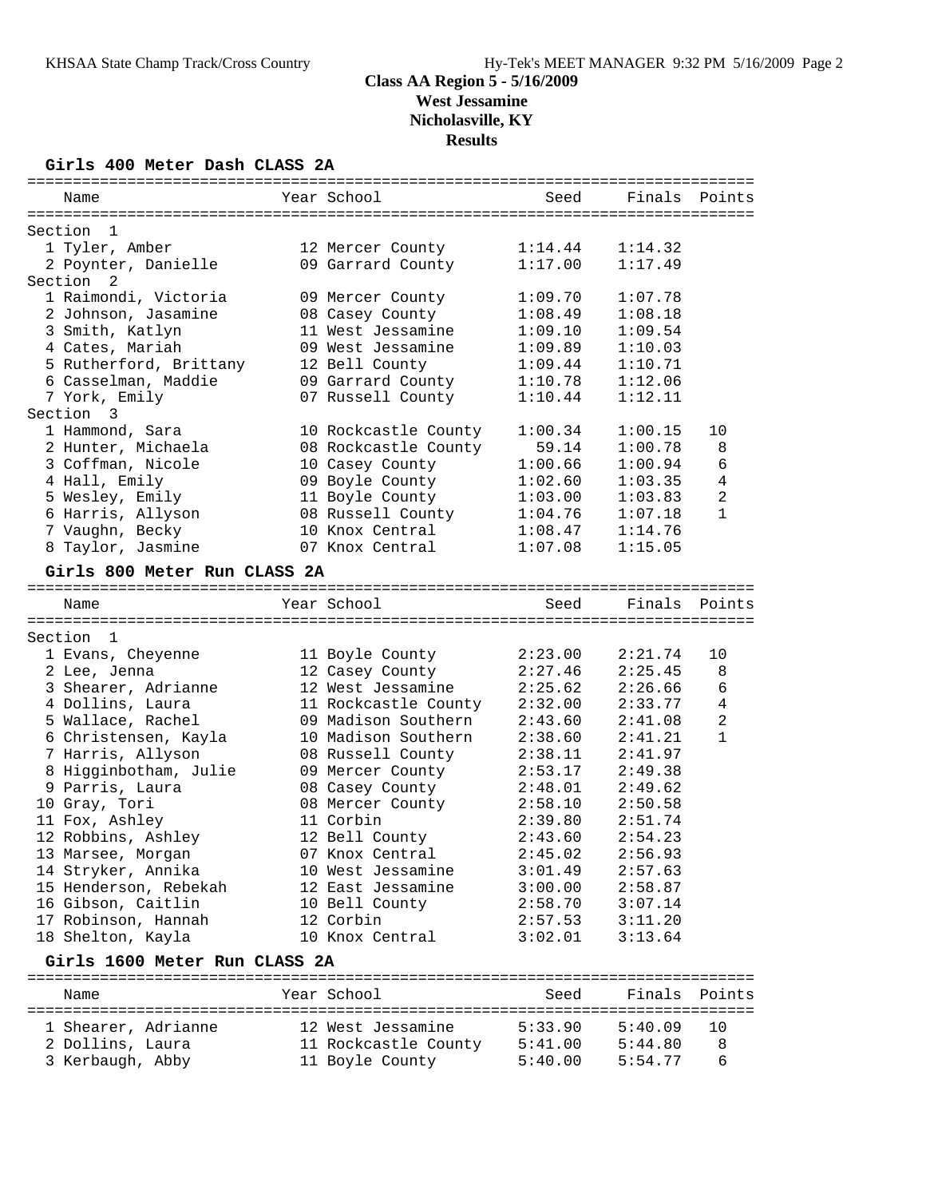# Class AA Region 5 - 5/16/2009
## West Jessamine
## Nicholasville, KY
## Results

### Girls 400 Meter Dash CLASS 2A

| Name | Year | School | Seed | Finals | Points |
|---|---|---|---|---|---|
| **Section 1** | | | | | |
| 1 Tyler, Amber | 12 | Mercer County | 1:14.44 | 1:14.32 | |
| 2 Poynter, Danielle | 09 | Garrard County | 1:17.00 | 1:17.49 | |
| **Section 2** | | | | | |
| 1 Raimondi, Victoria | 09 | Mercer County | 1:09.70 | 1:07.78 | |
| 2 Johnson, Jasamine | 08 | Casey County | 1:08.49 | 1:08.18 | |
| 3 Smith, Katlyn | 11 | West Jessamine | 1:09.10 | 1:09.54 | |
| 4 Cates, Mariah | 09 | West Jessamine | 1:09.89 | 1:10.03 | |
| 5 Rutherford, Brittany | 12 | Bell County | 1:09.44 | 1:10.71 | |
| 6 Casselman, Maddie | 09 | Garrard County | 1:10.78 | 1:12.06 | |
| 7 York, Emily | 07 | Russell County | 1:10.44 | 1:12.11 | |
| **Section 3** | | | | | |
| 1 Hammond, Sara | 10 | Rockcastle County | 1:00.34 | 1:00.15 | 10 |
| 2 Hunter, Michaela | 08 | Rockcastle County | 59.14 | 1:00.78 | 8 |
| 3 Coffman, Nicole | 10 | Casey County | 1:00.66 | 1:00.94 | 6 |
| 4 Hall, Emily | 09 | Boyle County | 1:02.60 | 1:03.35 | 4 |
| 5 Wesley, Emily | 11 | Boyle County | 1:03.00 | 1:03.83 | 2 |
| 6 Harris, Allyson | 08 | Russell County | 1:04.76 | 1:07.18 | 1 |
| 7 Vaughn, Becky | 10 | Knox Central | 1:08.47 | 1:14.76 | |
| 8 Taylor, Jasmine | 07 | Knox Central | 1:07.08 | 1:15.05 | |

### Girls 800 Meter Run CLASS 2A

| Name | Year | School | Seed | Finals | Points |
|---|---|---|---|---|---|
| **Section 1** | | | | | |
| 1 Evans, Cheyenne | 11 | Boyle County | 2:23.00 | 2:21.74 | 10 |
| 2 Lee, Jenna | 12 | Casey County | 2:27.46 | 2:25.45 | 8 |
| 3 Shearer, Adrianne | 12 | West Jessamine | 2:25.62 | 2:26.66 | 6 |
| 4 Dollins, Laura | 11 | Rockcastle County | 2:32.00 | 2:33.77 | 4 |
| 5 Wallace, Rachel | 09 | Madison Southern | 2:43.60 | 2:41.08 | 2 |
| 6 Christensen, Kayla | 10 | Madison Southern | 2:38.60 | 2:41.21 | 1 |
| 7 Harris, Allyson | 08 | Russell County | 2:38.11 | 2:41.97 | |
| 8 Higginbotham, Julie | 09 | Mercer County | 2:53.17 | 2:49.38 | |
| 9 Parris, Laura | 08 | Casey County | 2:48.01 | 2:49.62 | |
| 10 Gray, Tori | 08 | Mercer County | 2:58.10 | 2:50.58 | |
| 11 Fox, Ashley | 11 | Corbin | 2:39.80 | 2:51.74 | |
| 12 Robbins, Ashley | 12 | Bell County | 2:43.60 | 2:54.23 | |
| 13 Marsee, Morgan | 07 | Knox Central | 2:45.02 | 2:56.93 | |
| 14 Stryker, Annika | 10 | West Jessamine | 3:01.49 | 2:57.63 | |
| 15 Henderson, Rebekah | 12 | East Jessamine | 3:00.00 | 2:58.87 | |
| 16 Gibson, Caitlin | 10 | Bell County | 2:58.70 | 3:07.14 | |
| 17 Robinson, Hannah | 12 | Corbin | 2:57.53 | 3:11.20 | |
| 18 Shelton, Kayla | 10 | Knox Central | 3:02.01 | 3:13.64 | |

### Girls 1600 Meter Run CLASS 2A

| Name | Year | School | Seed | Finals | Points |
|---|---|---|---|---|---|
| 1 Shearer, Adrianne | 12 | West Jessamine | 5:33.90 | 5:40.09 | 10 |
| 2 Dollins, Laura | 11 | Rockcastle County | 5:41.00 | 5:44.80 | 8 |
| 3 Kerbaugh, Abby | 11 | Boyle County | 5:40.00 | 5:54.77 | 6 |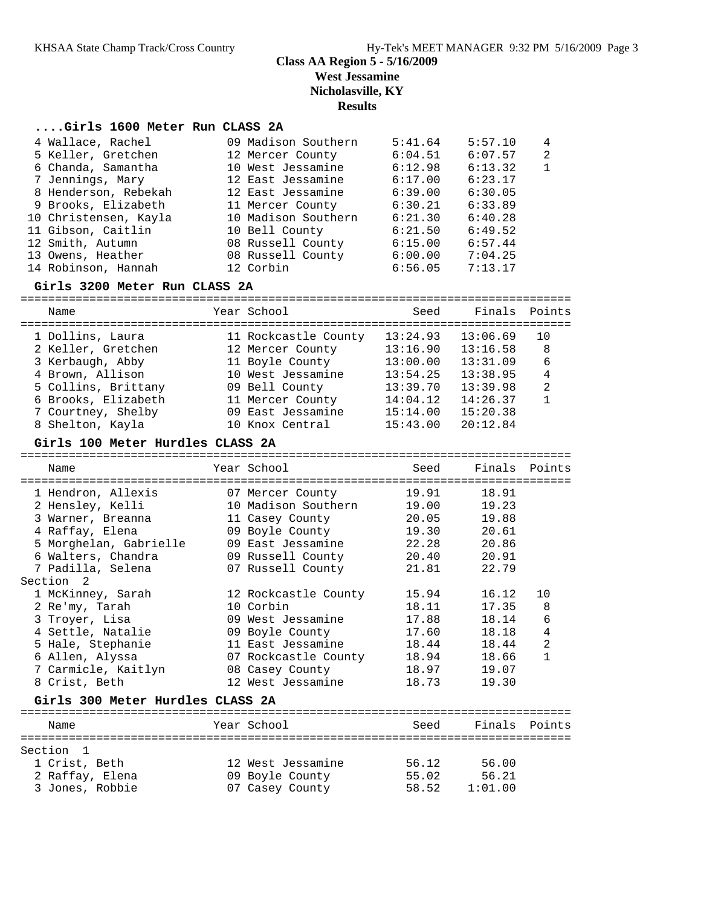## Class AA Region 5 - 5/16/2009
## West Jessamine
## Nicholasville, KY
## Results

### ....Girls 1600 Meter Run CLASS 2A

| Place | Name | Year | School | Seed | Finals | Points |
|---|---|---|---|---|---|---|
| 4 | Wallace, Rachel | 09 | Madison Southern | 5:41.64 | 5:57.10 | 4 |
| 5 | Keller, Gretchen | 12 | Mercer County | 6:04.51 | 6:07.57 | 2 |
| 6 | Chanda, Samantha | 10 | West Jessamine | 6:12.98 | 6:13.32 | 1 |
| 7 | Jennings, Mary | 12 | East Jessamine | 6:17.00 | 6:23.17 | |
| 8 | Henderson, Rebekah | 12 | East Jessamine | 6:39.00 | 6:30.05 | |
| 9 | Brooks, Elizabeth | 11 | Mercer County | 6:30.21 | 6:33.89 | |
| 10 | Christensen, Kayla | 10 | Madison Southern | 6:21.30 | 6:40.28 | |
| 11 | Gibson, Caitlin | 10 | Bell County | 6:21.50 | 6:49.52 | |
| 12 | Smith, Autumn | 08 | Russell County | 6:15.00 | 6:57.44 | |
| 13 | Owens, Heather | 08 | Russell County | 6:00.00 | 7:04.25 | |
| 14 | Robinson, Hannah | 12 | Corbin | 6:56.05 | 7:13.17 | |

### Girls 3200 Meter Run CLASS 2A

| Place | Name | Year | School | Seed | Finals | Points |
|---|---|---|---|---|---|---|
| 1 | Dollins, Laura | 11 | Rockcastle County | 13:24.93 | 13:06.69 | 10 |
| 2 | Keller, Gretchen | 12 | Mercer County | 13:16.90 | 13:16.58 | 8 |
| 3 | Kerbaugh, Abby | 11 | Boyle County | 13:00.00 | 13:31.09 | 6 |
| 4 | Brown, Allison | 10 | West Jessamine | 13:54.25 | 13:38.95 | 4 |
| 5 | Collins, Brittany | 09 | Bell County | 13:39.70 | 13:39.98 | 2 |
| 6 | Brooks, Elizabeth | 11 | Mercer County | 14:04.12 | 14:26.37 | 1 |
| 7 | Courtney, Shelby | 09 | East Jessamine | 15:14.00 | 15:20.38 | |
| 8 | Shelton, Kayla | 10 | Knox Central | 15:43.00 | 20:12.84 | |

### Girls 100 Meter Hurdles CLASS 2A

| Place | Name | Year | School | Seed | Finals | Points |
|---|---|---|---|---|---|---|
| 1 | Hendron, Allexis | 07 | Mercer County | 19.91 | 18.91 | |
| 2 | Hensley, Kelli | 10 | Madison Southern | 19.00 | 19.23 | |
| 3 | Warner, Breanna | 11 | Casey County | 20.05 | 19.88 | |
| 4 | Raffay, Elena | 09 | Boyle County | 19.30 | 20.61 | |
| 5 | Morghelan, Gabrielle | 09 | East Jessamine | 22.28 | 20.86 | |
| 6 | Walters, Chandra | 09 | Russell County | 20.40 | 20.91 | |
| 7 | Padilla, Selena | 07 | Russell County | 21.81 | 22.79 | |
| **Section 2** | | | | | | |
| 1 | McKinney, Sarah | 12 | Rockcastle County | 15.94 | 16.12 | 10 |
| 2 | Re'my, Tarah | 10 | Corbin | 18.11 | 17.35 | 8 |
| 3 | Troyer, Lisa | 09 | West Jessamine | 17.88 | 18.14 | 6 |
| 4 | Settle, Natalie | 09 | Boyle County | 17.60 | 18.18 | 4 |
| 5 | Hale, Stephanie | 11 | East Jessamine | 18.44 | 18.44 | 2 |
| 6 | Allen, Alyssa | 07 | Rockcastle County | 18.94 | 18.66 | 1 |
| 7 | Carmicle, Kaitlyn | 08 | Casey County | 18.97 | 19.07 | |
| 8 | Crist, Beth | 12 | West Jessamine | 18.73 | 19.30 | |

### Girls 300 Meter Hurdles CLASS 2A

| Place | Name | Year | School | Seed | Finals | Points |
|---|---|---|---|---|---|---|
| **Section 1** | | | | | | |
| 1 | Crist, Beth | 12 | West Jessamine | 56.12 | 56.00 | |
| 2 | Raffay, Elena | 09 | Boyle County | 55.02 | 56.21 | |
| 3 | Jones, Robbie | 07 | Casey County | 58.52 | 1:01.00 | |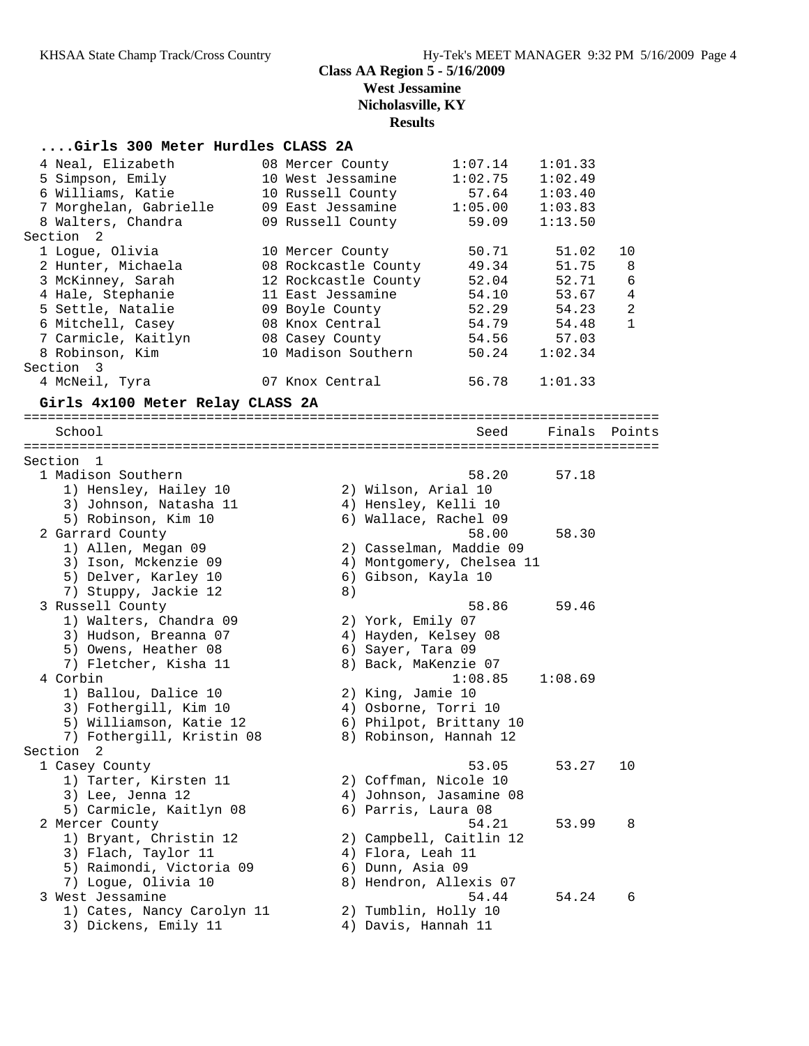# Class AA Region 5 - 5/16/2009
## West Jessamine
## Nicholasville, KY
## Results

### ....Girls 300 Meter Hurdles CLASS 2A

| | Name | Yr | School | Seed | Finals | Points |
|---|---|---|---|---|---|---|
| 4 | Neal, Elizabeth | 08 | Mercer County | 1:07.14 | 1:01.33 | |
| 5 | Simpson, Emily | 10 | West Jessamine | 1:02.75 | 1:02.49 | |
| 6 | Williams, Katie | 10 | Russell County | 57.64 | 1:03.40 | |
| 7 | Morghelan, Gabrielle | 09 | East Jessamine | 1:05.00 | 1:03.83 | |
| 8 | Walters, Chandra | 09 | Russell County | 59.09 | 1:13.50 | |
| **Section 2** | | | | | | |
| 1 | Logue, Olivia | 10 | Mercer County | 50.71 | 51.02 | 10 |
| 2 | Hunter, Michaela | 08 | Rockcastle County | 49.34 | 51.75 | 8 |
| 3 | McKinney, Sarah | 12 | Rockcastle County | 52.04 | 52.71 | 6 |
| 4 | Hale, Stephanie | 11 | East Jessamine | 54.10 | 53.67 | 4 |
| 5 | Settle, Natalie | 09 | Boyle County | 52.29 | 54.23 | 2 |
| 6 | Mitchell, Casey | 08 | Knox Central | 54.79 | 54.48 | 1 |
| 7 | Carmicle, Kaitlyn | 08 | Casey County | 54.56 | 57.03 | |
| 8 | Robinson, Kim | 10 | Madison Southern | 50.24 | 1:02.34 | |
| **Section 3** | | | | | | |
| 4 | McNeil, Tyra | 07 | Knox Central | 56.78 | 1:01.33 | |

### Girls 4x100 Meter Relay CLASS 2A

| | School | Seed | Finals | Points |
|---|---|---|---|---|
| **Section 1** | | | | |
| 1 | Madison Southern | 58.20 | 57.18 | |
| | 1) Hensley, Hailey 10; 2) Wilson, Arial 10; 3) Johnson, Natasha 11; 4) Hensley, Kelli 10; 5) Robinson, Kim 10; 6) Wallace, Rachel 09 | | | |
| 2 | Garrard County | 58.00 | 58.30 | |
| | 1) Allen, Megan 09; 2) Casselman, Maddie 09; 3) Ison, Mckenzie 09; 4) Montgomery, Chelsea 11; 5) Delver, Karley 10; 6) Gibson, Kayla 10; 7) Stuppy, Jackie 12; 8) | | | |
| 3 | Russell County | 58.86 | 59.46 | |
| | 1) Walters, Chandra 09; 2) York, Emily 07; 3) Hudson, Breanna 07; 4) Hayden, Kelsey 08; 5) Owens, Heather 08; 6) Sayer, Tara 09; 7) Fletcher, Kisha 11; 8) Back, MaKenzie 07 | | | |
| 4 | Corbin | 1:08.85 | 1:08.69 | |
| | 1) Ballou, Dalice 10; 2) King, Jamie 10; 3) Fothergill, Kim 10; 4) Osborne, Torri 10; 5) Williamson, Katie 12; 6) Philpot, Brittany 10; 7) Fothergill, Kristin 08; 8) Robinson, Hannah 12 | | | |
| **Section 2** | | | | |
| 1 | Casey County | 53.05 | 53.27 | 10 |
| | 1) Tarter, Kirsten 11; 2) Coffman, Nicole 10; 3) Lee, Jenna 12; 4) Johnson, Jasamine 08; 5) Carmicle, Kaitlyn 08; 6) Parris, Laura 08 | | | |
| 2 | Mercer County | 54.21 | 53.99 | 8 |
| | 1) Bryant, Christin 12; 2) Campbell, Caitlin 12; 3) Flach, Taylor 11; 4) Flora, Leah 11; 5) Raimondi, Victoria 09; 6) Dunn, Asia 09; 7) Logue, Olivia 10; 8) Hendron, Allexis 07 | | | |
| 3 | West Jessamine | 54.44 | 54.24 | 6 |
| | 1) Cates, Nancy Carolyn 11; 2) Tumblin, Holly 10; 3) Dickens, Emily 11; 4) Davis, Hannah 11 | | | |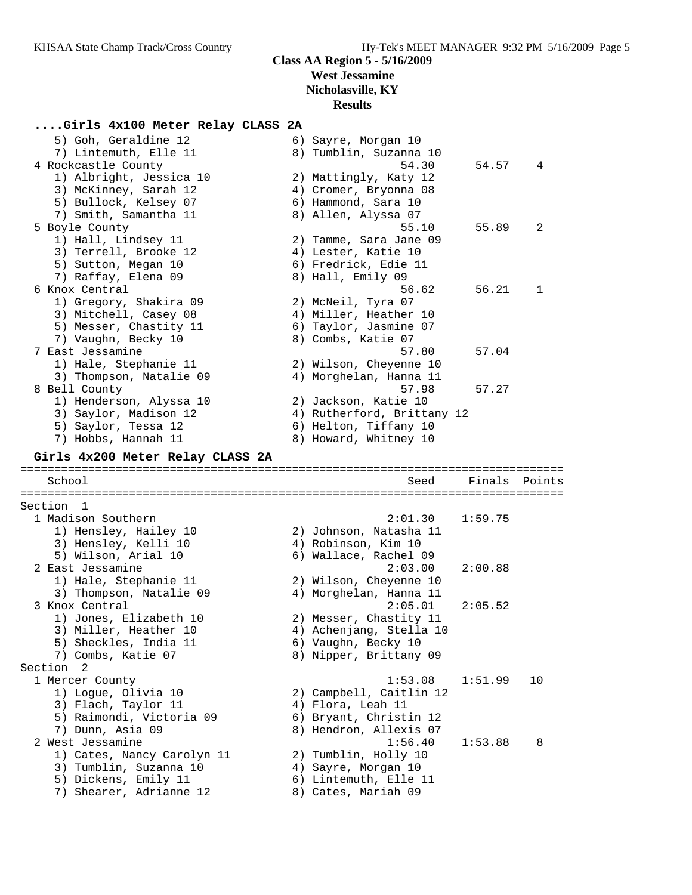## Class AA Region 5 - 5/16/2009
### West Jessamine
### Nicholasville, KY
### Results

### ....Girls 4x100 Meter Relay CLASS 2A

```
    5) Goh, Geraldine 12               6) Sayre, Morgan 10
    7) Lintemuth, Elle 11              8) Tumblin, Suzanna 10
  4 Rockcastle County                             54.30      54.57    4
    1) Albright, Jessica 10            2) Mattingly, Katy 12
    3) McKinney, Sarah 12              4) Cromer, Bryonna 08
    5) Bullock, Kelsey 07              6) Hammond, Sara 10
    7) Smith, Samantha 11              8) Allen, Alyssa 07
  5 Boyle County                                  55.10      55.89    2
    1) Hall, Lindsey 11                2) Tamme, Sara Jane 09
    3) Terrell, Brooke 12              4) Lester, Katie 10
    5) Sutton, Megan 10                6) Fredrick, Edie 11
    7) Raffay, Elena 09                8) Hall, Emily 09
  6 Knox Central                                  56.62      56.21    1
    1) Gregory, Shakira 09             2) McNeil, Tyra 07
    3) Mitchell, Casey 08              4) Miller, Heather 10
    5) Messer, Chastity 11             6) Taylor, Jasmine 07
    7) Vaughn, Becky 10                8) Combs, Katie 07
  7 East Jessamine                                57.80      57.04
    1) Hale, Stephanie 11              2) Wilson, Cheyenne 10
    3) Thompson, Natalie 09            4) Morghelan, Hanna 11
  8 Bell County                                   57.98      57.27
    1) Henderson, Alyssa 10            2) Jackson, Katie 10
    3) Saylor, Madison 12              4) Rutherford, Brittany 12
    5) Saylor, Tessa 12                6) Helton, Tiffany 10
    7) Hobbs, Hannah 11                8) Howard, Whitney 10
```

### Girls 4x200 Meter Relay CLASS 2A

```
============================================================================
   School                                            Seed     Finals  Points
============================================================================
Section  1
  1 Madison Southern                                2:01.30    1:59.75
    1) Hensley, Hailey 10              2) Johnson, Natasha 11
    3) Hensley, Kelli 10               4) Robinson, Kim 10
    5) Wilson, Arial 10                6) Wallace, Rachel 09
  2 East Jessamine                                  2:03.00    2:00.88
    1) Hale, Stephanie 11              2) Wilson, Cheyenne 10
    3) Thompson, Natalie 09            4) Morghelan, Hanna 11
  3 Knox Central                                    2:05.01    2:05.52
    1) Jones, Elizabeth 10             2) Messer, Chastity 11
    3) Miller, Heather 10              4) Achenjang, Stella 10
    5) Sheckles, India 11              6) Vaughn, Becky 10
    7) Combs, Katie 07                 8) Nipper, Brittany 09
Section  2
  1 Mercer County                                   1:53.08    1:51.99   10
    1) Logue, Olivia 10                2) Campbell, Caitlin 12
    3) Flach, Taylor 11                4) Flora, Leah 11
    5) Raimondi, Victoria 09           6) Bryant, Christin 12
    7) Dunn, Asia 09                   8) Hendron, Allexis 07
  2 West Jessamine                                  1:56.40    1:53.88    8
    1) Cates, Nancy Carolyn 11         2) Tumblin, Holly 10
    3) Tumblin, Suzanna 10             4) Sayre, Morgan 10
    5) Dickens, Emily 11               6) Lintemuth, Elle 11
    7) Shearer, Adrianne 12            8) Cates, Mariah 09
```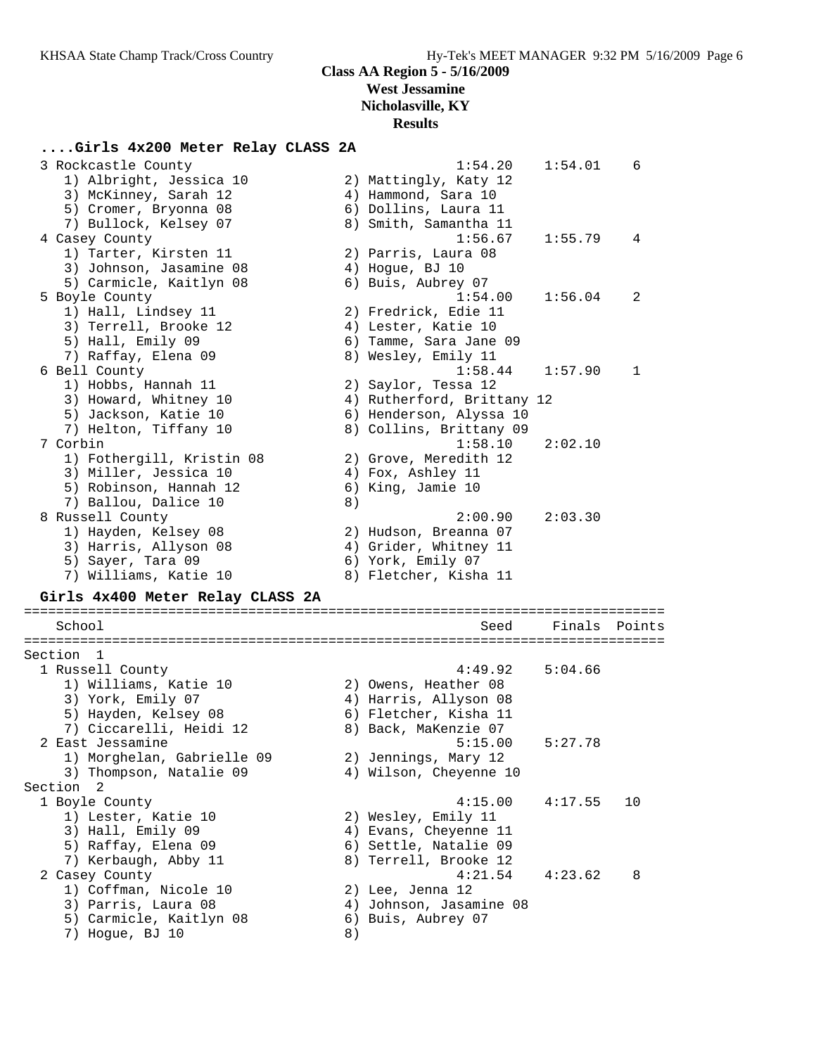# Class AA Region 5 - 5/16/2009
## West Jessamine
## Nicholasville, KY
## Results

### ....Girls 4x200 Meter Relay CLASS 2A

```
  3 Rockcastle County                                 1:54.20    1:54.01    6
     1) Albright, Jessica 10            2) Mattingly, Katy 12
     3) McKinney, Sarah 12              4) Hammond, Sara 10
     5) Cromer, Bryonna 08              6) Dollins, Laura 11
     7) Bullock, Kelsey 07              8) Smith, Samantha 11
  4 Casey County                                      1:56.67    1:55.79    4
     1) Tarter, Kirsten 11              2) Parris, Laura 08
     3) Johnson, Jasamine 08            4) Hogue, BJ 10
     5) Carmicle, Kaitlyn 08            6) Buis, Aubrey 07
  5 Boyle County                                      1:54.00    1:56.04    2
     1) Hall, Lindsey 11                2) Fredrick, Edie 11
     3) Terrell, Brooke 12              4) Lester, Katie 10
     5) Hall, Emily 09                  6) Tamme, Sara Jane 09
     7) Raffay, Elena 09                8) Wesley, Emily 11
  6 Bell County                                       1:58.44    1:57.90    1
     1) Hobbs, Hannah 11                2) Saylor, Tessa 12
     3) Howard, Whitney 10              4) Rutherford, Brittany 12
     5) Jackson, Katie 10               6) Henderson, Alyssa 10
     7) Helton, Tiffany 10              8) Collins, Brittany 09
  7 Corbin                                            1:58.10    2:02.10
     1) Fothergill, Kristin 08          2) Grove, Meredith 12
     3) Miller, Jessica 10              4) Fox, Ashley 11
     5) Robinson, Hannah 12             6) King, Jamie 10
     7) Ballou, Dalice 10               8)
  8 Russell County                                    2:00.90    2:03.30
     1) Hayden, Kelsey 08               2) Hudson, Breanna 07
     3) Harris, Allyson 08              4) Grider, Whitney 11
     5) Sayer, Tara 09                  6) York, Emily 07
     7) Williams, Katie 10              8) Fletcher, Kisha 11
```

### Girls 4x400 Meter Relay CLASS 2A

```
================================================================================
    School                                              Seed     Finals  Points
================================================================================
Section  1
  1 Russell County                                    4:49.92    5:04.66
     1) Williams, Katie 10              2) Owens, Heather 08
     3) York, Emily 07                  4) Harris, Allyson 08
     5) Hayden, Kelsey 08               6) Fletcher, Kisha 11
     7) Ciccarelli, Heidi 12            8) Back, MaKenzie 07
  2 East Jessamine                                    5:15.00    5:27.78
     1) Morghelan, Gabrielle 09         2) Jennings, Mary 12
     3) Thompson, Natalie 09            4) Wilson, Cheyenne 10
Section  2
  1 Boyle County                                      4:15.00    4:17.55   10
     1) Lester, Katie 10                2) Wesley, Emily 11
     3) Hall, Emily 09                  4) Evans, Cheyenne 11
     5) Raffay, Elena 09                6) Settle, Natalie 09
     7) Kerbaugh, Abby 11               8) Terrell, Brooke 12
  2 Casey County                                      4:21.54    4:23.62    8
     1) Coffman, Nicole 10              2) Lee, Jenna 12
     3) Parris, Laura 08                4) Johnson, Jasamine 08
     5) Carmicle, Kaitlyn 08            6) Buis, Aubrey 07
     7) Hogue, BJ 10                    8)
```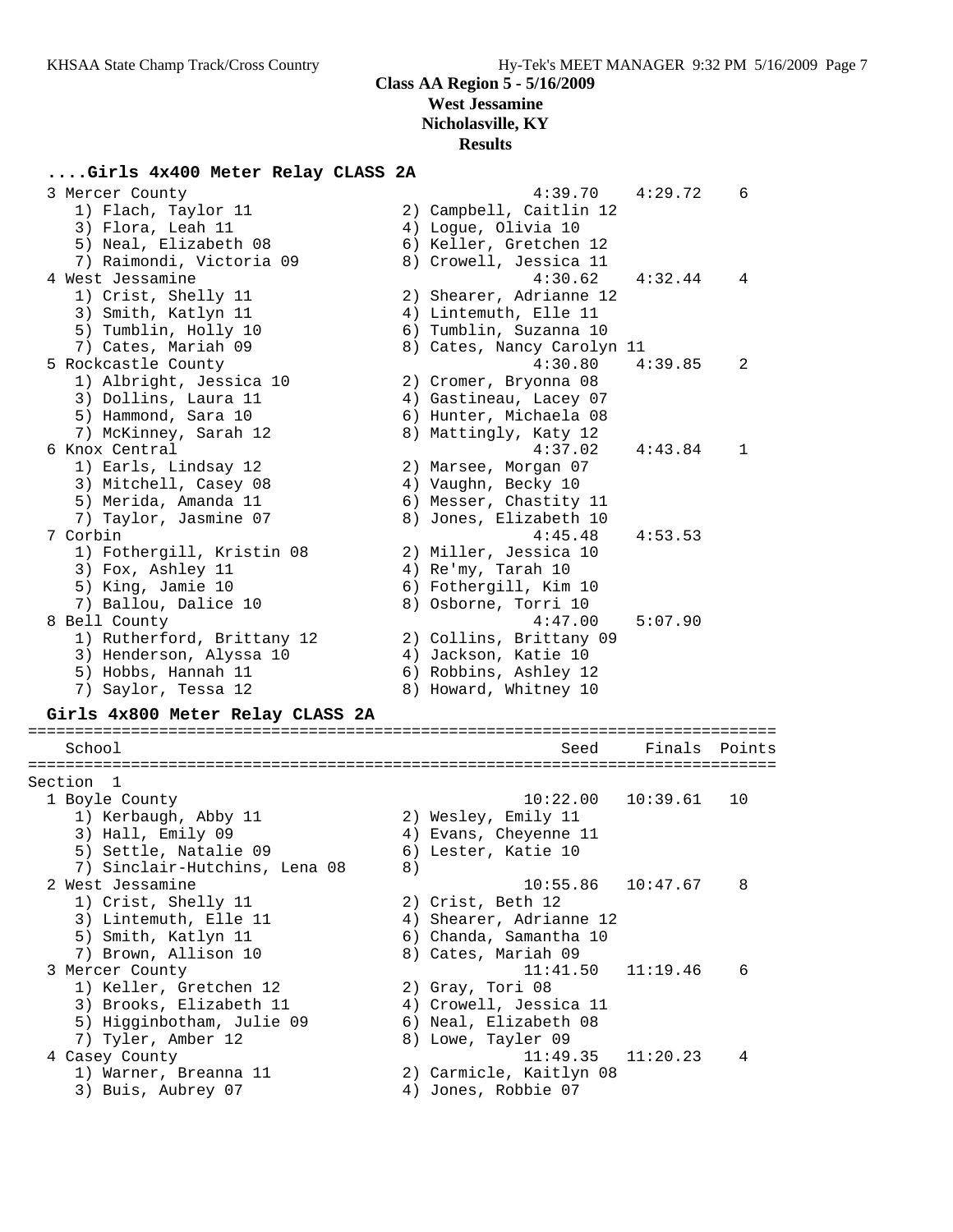Class AA Region 5 - 5/16/2009
West Jessamine
Nicholasville, KY
Results

## ....Girls 4x400 Meter Relay CLASS 2A

```
  3 Mercer County                                     4:39.70    4:29.72    6
     1) Flach, Taylor 11               2) Campbell, Caitlin 12
     3) Flora, Leah 11                 4) Logue, Olivia 10
     5) Neal, Elizabeth 08             6) Keller, Gretchen 12
     7) Raimondi, Victoria 09          8) Crowell, Jessica 11
  4 West Jessamine                                    4:30.62    4:32.44    4
     1) Crist, Shelly 11               2) Shearer, Adrianne 12
     3) Smith, Katlyn 11               4) Lintemuth, Elle 11
     5) Tumblin, Holly 10              6) Tumblin, Suzanna 10
     7) Cates, Mariah 09               8) Cates, Nancy Carolyn 11
  5 Rockcastle County                                 4:30.80    4:39.85    2
     1) Albright, Jessica 10           2) Cromer, Bryonna 08
     3) Dollins, Laura 11              4) Gastineau, Lacey 07
     5) Hammond, Sara 10               6) Hunter, Michaela 08
     7) McKinney, Sarah 12             8) Mattingly, Katy 12
  6 Knox Central                                      4:37.02    4:43.84    1
     1) Earls, Lindsay 12              2) Marsee, Morgan 07
     3) Mitchell, Casey 08             4) Vaughn, Becky 10
     5) Merida, Amanda 11              6) Messer, Chastity 11
     7) Taylor, Jasmine 07             8) Jones, Elizabeth 10
  7 Corbin                                            4:45.48    4:53.53
     1) Fothergill, Kristin 08         2) Miller, Jessica 10
     3) Fox, Ashley 11                 4) Re'my, Tarah 10
     5) King, Jamie 10                 6) Fothergill, Kim 10
     7) Ballou, Dalice 10              8) Osborne, Torri 10
  8 Bell County                                       4:47.00    5:07.90
     1) Rutherford, Brittany 12        2) Collins, Brittany 09
     3) Henderson, Alyssa 10           4) Jackson, Katie 10
     5) Hobbs, Hannah 11               6) Robbins, Ashley 12
     7) Saylor, Tessa 12               8) Howard, Whitney 10
```

## Girls 4x800 Meter Relay CLASS 2A

```
================================================================================
   School                                               Seed     Finals  Points
================================================================================
Section  1
  1 Boyle County                                    10:22.00   10:39.61   10
     1) Kerbaugh, Abby 11              2) Wesley, Emily 11
     3) Hall, Emily 09                 4) Evans, Cheyenne 11
     5) Settle, Natalie 09             6) Lester, Katie 10
     7) Sinclair-Hutchins, Lena 08     8)
  2 West Jessamine                                  10:55.86   10:47.67    8
     1) Crist, Shelly 11               2) Crist, Beth 12
     3) Lintemuth, Elle 11             4) Shearer, Adrianne 12
     5) Smith, Katlyn 11               6) Chanda, Samantha 10
     7) Brown, Allison 10              8) Cates, Mariah 09
  3 Mercer County                                   11:41.50   11:19.46    6
     1) Keller, Gretchen 12            2) Gray, Tori 08
     3) Brooks, Elizabeth 11           4) Crowell, Jessica 11
     5) Higginbotham, Julie 09         6) Neal, Elizabeth 08
     7) Tyler, Amber 12                8) Lowe, Tayler 09
  4 Casey County                                    11:49.35   11:20.23    4
     1) Warner, Breanna 11             2) Carmicle, Kaitlyn 08
     3) Buis, Aubrey 07                4) Jones, Robbie 07
```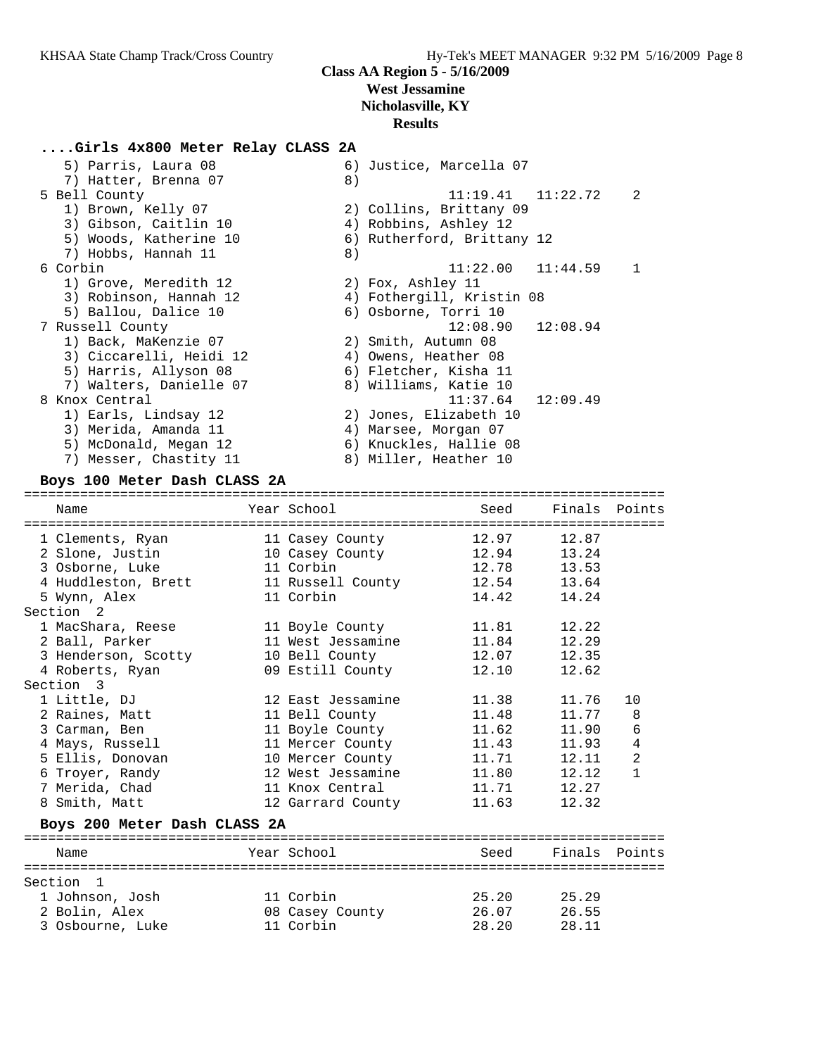## Class AA Region 5 - 5/16/2009
## West Jessamine
## Nicholasville, KY
## Results

### ....Girls 4x800 Meter Relay CLASS 2A

```
    5) Parris, Laura 08               6) Justice, Marcella 07
    7) Hatter, Brenna 07              8)
  5 Bell County                                11:19.41   11:22.72    2
    1) Brown, Kelly 07                2) Collins, Brittany 09
    3) Gibson, Caitlin 10             4) Robbins, Ashley 12
    5) Woods, Katherine 10            6) Rutherford, Brittany 12
    7) Hobbs, Hannah 11               8)
  6 Corbin                                     11:22.00   11:44.59    1
    1) Grove, Meredith 12             2) Fox, Ashley 11
    3) Robinson, Hannah 12            4) Fothergill, Kristin 08
    5) Ballou, Dalice 10              6) Osborne, Torri 10
  7 Russell County                             12:08.90   12:08.94
    1) Back, MaKenzie 07              2) Smith, Autumn 08
    3) Ciccarelli, Heidi 12           4) Owens, Heather 08
    5) Harris, Allyson 08             6) Fletcher, Kisha 11
    7) Walters, Danielle 07           8) Williams, Katie 10
  8 Knox Central                               11:37.64   12:09.49
    1) Earls, Lindsay 12              2) Jones, Elizabeth 10
    3) Merida, Amanda 11              4) Marsee, Morgan 07
    5) McDonald, Megan 12             6) Knuckles, Hallie 08
    7) Messer, Chastity 11            8) Miller, Heather 10
```

### Boys 100 Meter Dash CLASS 2A

| Name | Year | School | Seed | Finals | Points |
|---|---|---|---|---|---|
| 1 Clements, Ryan | 11 | Casey County | 12.97 | 12.87 | |
| 2 Slone, Justin | 10 | Casey County | 12.94 | 13.24 | |
| 3 Osborne, Luke | 11 | Corbin | 12.78 | 13.53 | |
| 4 Huddleston, Brett | 11 | Russell County | 12.54 | 13.64 | |
| 5 Wynn, Alex | 11 | Corbin | 14.42 | 14.24 | |
| **Section 2** | | | | | |
| 1 MacShara, Reese | 11 | Boyle County | 11.81 | 12.22 | |
| 2 Ball, Parker | 11 | West Jessamine | 11.84 | 12.29 | |
| 3 Henderson, Scotty | 10 | Bell County | 12.07 | 12.35 | |
| 4 Roberts, Ryan | 09 | Estill County | 12.10 | 12.62 | |
| **Section 3** | | | | | |
| 1 Little, DJ | 12 | East Jessamine | 11.38 | 11.76 | 10 |
| 2 Raines, Matt | 11 | Bell County | 11.48 | 11.77 | 8 |
| 3 Carman, Ben | 11 | Boyle County | 11.62 | 11.90 | 6 |
| 4 Mays, Russell | 11 | Mercer County | 11.43 | 11.93 | 4 |
| 5 Ellis, Donovan | 10 | Mercer County | 11.71 | 12.11 | 2 |
| 6 Troyer, Randy | 12 | West Jessamine | 11.80 | 12.12 | 1 |
| 7 Merida, Chad | 11 | Knox Central | 11.71 | 12.27 | |
| 8 Smith, Matt | 12 | Garrard County | 11.63 | 12.32 | |

### Boys 200 Meter Dash CLASS 2A

| Name | Year | School | Seed | Finals | Points |
|---|---|---|---|---|---|
| **Section 1** | | | | | |
| 1 Johnson, Josh | 11 | Corbin | 25.20 | 25.29 | |
| 2 Bolin, Alex | 08 | Casey County | 26.07 | 26.55 | |
| 3 Osbourne, Luke | 11 | Corbin | 28.20 | 28.11 | |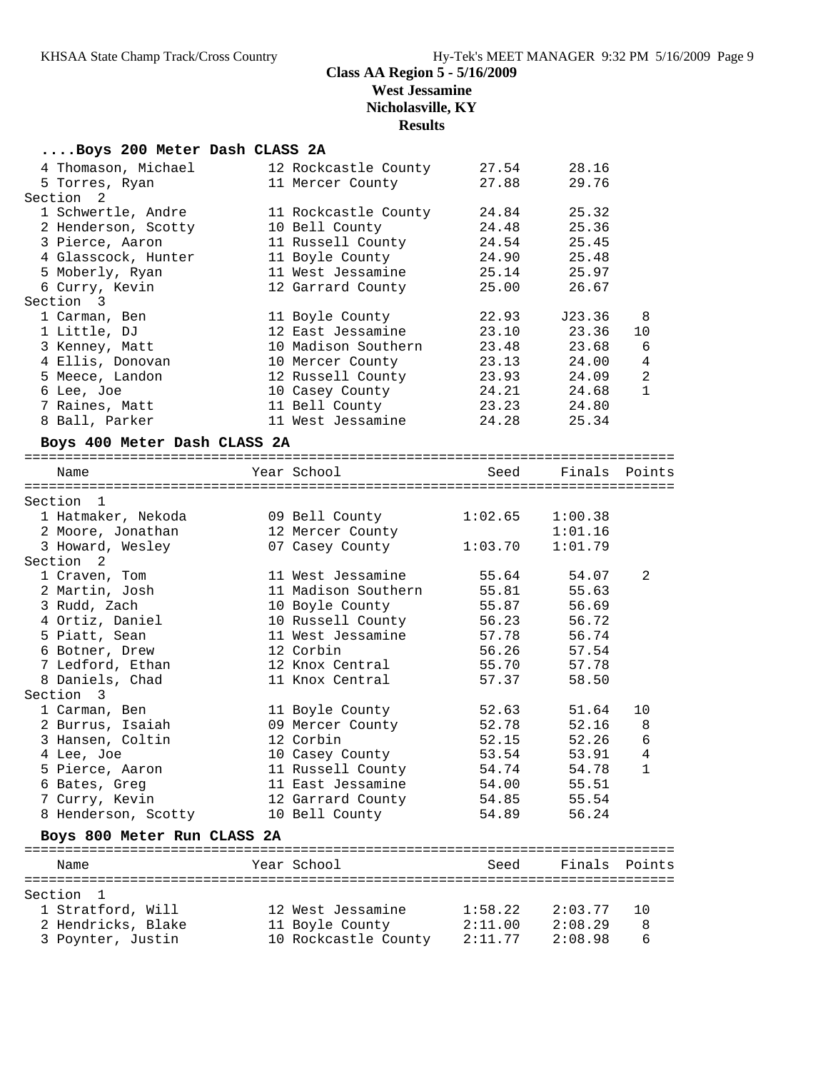# Class AA Region 5 - 5/16/2009

**West Jessamine**
**Nicholasville, KY**
**Results**

## ....Boys 200 Meter Dash CLASS 2A

| Name | Year | School | Seed | Finals | Points |
|---|---|---|---|---|---|
| 4 Thomason, Michael | 12 | Rockcastle County | 27.54 | 28.16 | |
| 5 Torres, Ryan | 11 | Mercer County | 27.88 | 29.76 | |
| **Section 2** | | | | | |
| 1 Schwertle, Andre | 11 | Rockcastle County | 24.84 | 25.32 | |
| 2 Henderson, Scotty | 10 | Bell County | 24.48 | 25.36 | |
| 3 Pierce, Aaron | 11 | Russell County | 24.54 | 25.45 | |
| 4 Glasscock, Hunter | 11 | Boyle County | 24.90 | 25.48 | |
| 5 Moberly, Ryan | 11 | West Jessamine | 25.14 | 25.97 | |
| 6 Curry, Kevin | 12 | Garrard County | 25.00 | 26.67 | |
| **Section 3** | | | | | |
| 1 Carman, Ben | 11 | Boyle County | 22.93 | J23.36 | 8 |
| 1 Little, DJ | 12 | East Jessamine | 23.10 | 23.36 | 10 |
| 3 Kenney, Matt | 10 | Madison Southern | 23.48 | 23.68 | 6 |
| 4 Ellis, Donovan | 10 | Mercer County | 23.13 | 24.00 | 4 |
| 5 Meece, Landon | 12 | Russell County | 23.93 | 24.09 | 2 |
| 6 Lee, Joe | 10 | Casey County | 24.21 | 24.68 | 1 |
| 7 Raines, Matt | 11 | Bell County | 23.23 | 24.80 | |
| 8 Ball, Parker | 11 | West Jessamine | 24.28 | 25.34 | |

## Boys 400 Meter Dash CLASS 2A

| Name | Year | School | Seed | Finals | Points |
|---|---|---|---|---|---|
| **Section 1** | | | | | |
| 1 Hatmaker, Nekoda | 09 | Bell County | 1:02.65 | 1:00.38 | |
| 2 Moore, Jonathan | 12 | Mercer County | | 1:01.16 | |
| 3 Howard, Wesley | 07 | Casey County | 1:03.70 | 1:01.79 | |
| **Section 2** | | | | | |
| 1 Craven, Tom | 11 | West Jessamine | 55.64 | 54.07 | 2 |
| 2 Martin, Josh | 11 | Madison Southern | 55.81 | 55.63 | |
| 3 Rudd, Zach | 10 | Boyle County | 55.87 | 56.69 | |
| 4 Ortiz, Daniel | 10 | Russell County | 56.23 | 56.72 | |
| 5 Piatt, Sean | 11 | West Jessamine | 57.78 | 56.74 | |
| 6 Botner, Drew | 12 | Corbin | 56.26 | 57.54 | |
| 7 Ledford, Ethan | 12 | Knox Central | 55.70 | 57.78 | |
| 8 Daniels, Chad | 11 | Knox Central | 57.37 | 58.50 | |
| **Section 3** | | | | | |
| 1 Carman, Ben | 11 | Boyle County | 52.63 | 51.64 | 10 |
| 2 Burrus, Isaiah | 09 | Mercer County | 52.78 | 52.16 | 8 |
| 3 Hansen, Coltin | 12 | Corbin | 52.15 | 52.26 | 6 |
| 4 Lee, Joe | 10 | Casey County | 53.54 | 53.91 | 4 |
| 5 Pierce, Aaron | 11 | Russell County | 54.74 | 54.78 | 1 |
| 6 Bates, Greg | 11 | East Jessamine | 54.00 | 55.51 | |
| 7 Curry, Kevin | 12 | Garrard County | 54.85 | 55.54 | |
| 8 Henderson, Scotty | 10 | Bell County | 54.89 | 56.24 | |

## Boys 800 Meter Run CLASS 2A

| Name | Year | School | Seed | Finals | Points |
|---|---|---|---|---|---|
| **Section 1** | | | | | |
| 1 Stratford, Will | 12 | West Jessamine | 1:58.22 | 2:03.77 | 10 |
| 2 Hendricks, Blake | 11 | Boyle County | 2:11.00 | 2:08.29 | 8 |
| 3 Poynter, Justin | 10 | Rockcastle County | 2:11.77 | 2:08.98 | 6 |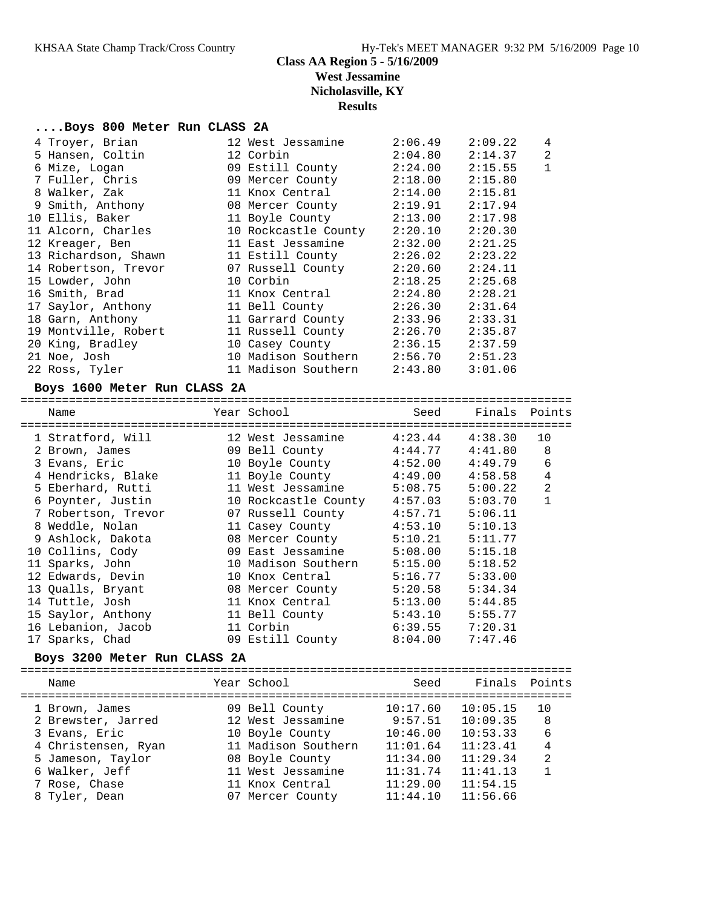# Class AA Region 5 - 5/16/2009

## West Jessamine

## Nicholasville, KY

## Results

### ....Boys 800 Meter Run CLASS 2A

| Name | Year | School | Seed | Finals | Points |
|---|---|---|---|---|---|
| 4 Troyer, Brian | 12 | West Jessamine | 2:06.49 | 2:09.22 | 4 |
| 5 Hansen, Coltin | 12 | Corbin | 2:04.80 | 2:14.37 | 2 |
| 6 Mize, Logan | 09 | Estill County | 2:24.00 | 2:15.55 | 1 |
| 7 Fuller, Chris | 09 | Mercer County | 2:18.00 | 2:15.80 | |
| 8 Walker, Zak | 11 | Knox Central | 2:14.00 | 2:15.81 | |
| 9 Smith, Anthony | 08 | Mercer County | 2:19.91 | 2:17.94 | |
| 10 Ellis, Baker | 11 | Boyle County | 2:13.00 | 2:17.98 | |
| 11 Alcorn, Charles | 10 | Rockcastle County | 2:20.10 | 2:20.30 | |
| 12 Kreager, Ben | 11 | East Jessamine | 2:32.00 | 2:21.25 | |
| 13 Richardson, Shawn | 11 | Estill County | 2:26.02 | 2:23.22 | |
| 14 Robertson, Trevor | 07 | Russell County | 2:20.60 | 2:24.11 | |
| 15 Lowder, John | 10 | Corbin | 2:18.25 | 2:25.68 | |
| 16 Smith, Brad | 11 | Knox Central | 2:24.80 | 2:28.21 | |
| 17 Saylor, Anthony | 11 | Bell County | 2:26.30 | 2:31.64 | |
| 18 Garn, Anthony | 11 | Garrard County | 2:33.96 | 2:33.31 | |
| 19 Montville, Robert | 11 | Russell County | 2:26.70 | 2:35.87 | |
| 20 King, Bradley | 10 | Casey County | 2:36.15 | 2:37.59 | |
| 21 Noe, Josh | 10 | Madison Southern | 2:56.70 | 2:51.23 | |
| 22 Ross, Tyler | 11 | Madison Southern | 2:43.80 | 3:01.06 | |

### Boys 1600 Meter Run CLASS 2A

| Name | Year | School | Seed | Finals | Points |
|---|---|---|---|---|---|
| 1 Stratford, Will | 12 | West Jessamine | 4:23.44 | 4:38.30 | 10 |
| 2 Brown, James | 09 | Bell County | 4:44.77 | 4:41.80 | 8 |
| 3 Evans, Eric | 10 | Boyle County | 4:52.00 | 4:49.79 | 6 |
| 4 Hendricks, Blake | 11 | Boyle County | 4:49.00 | 4:58.58 | 4 |
| 5 Eberhard, Rutti | 11 | West Jessamine | 5:08.75 | 5:00.22 | 2 |
| 6 Poynter, Justin | 10 | Rockcastle County | 4:57.03 | 5:03.70 | 1 |
| 7 Robertson, Trevor | 07 | Russell County | 4:57.71 | 5:06.11 | |
| 8 Weddle, Nolan | 11 | Casey County | 4:53.10 | 5:10.13 | |
| 9 Ashlock, Dakota | 08 | Mercer County | 5:10.21 | 5:11.77 | |
| 10 Collins, Cody | 09 | East Jessamine | 5:08.00 | 5:15.18 | |
| 11 Sparks, John | 10 | Madison Southern | 5:15.00 | 5:18.52 | |
| 12 Edwards, Devin | 10 | Knox Central | 5:16.77 | 5:33.00 | |
| 13 Qualls, Bryant | 08 | Mercer County | 5:20.58 | 5:34.34 | |
| 14 Tuttle, Josh | 11 | Knox Central | 5:13.00 | 5:44.85 | |
| 15 Saylor, Anthony | 11 | Bell County | 5:43.10 | 5:55.77 | |
| 16 Lebanion, Jacob | 11 | Corbin | 6:39.55 | 7:20.31 | |
| 17 Sparks, Chad | 09 | Estill County | 8:04.00 | 7:47.46 | |

### Boys 3200 Meter Run CLASS 2A

| Name | Year | School | Seed | Finals | Points |
|---|---|---|---|---|---|
| 1 Brown, James | 09 | Bell County | 10:17.60 | 10:05.15 | 10 |
| 2 Brewster, Jarred | 12 | West Jessamine | 9:57.51 | 10:09.35 | 8 |
| 3 Evans, Eric | 10 | Boyle County | 10:46.00 | 10:53.33 | 6 |
| 4 Christensen, Ryan | 11 | Madison Southern | 11:01.64 | 11:23.41 | 4 |
| 5 Jameson, Taylor | 08 | Boyle County | 11:34.00 | 11:29.34 | 2 |
| 6 Walker, Jeff | 11 | West Jessamine | 11:31.74 | 11:41.13 | 1 |
| 7 Rose, Chase | 11 | Knox Central | 11:29.00 | 11:54.15 | |
| 8 Tyler, Dean | 07 | Mercer County | 11:44.10 | 11:56.66 | |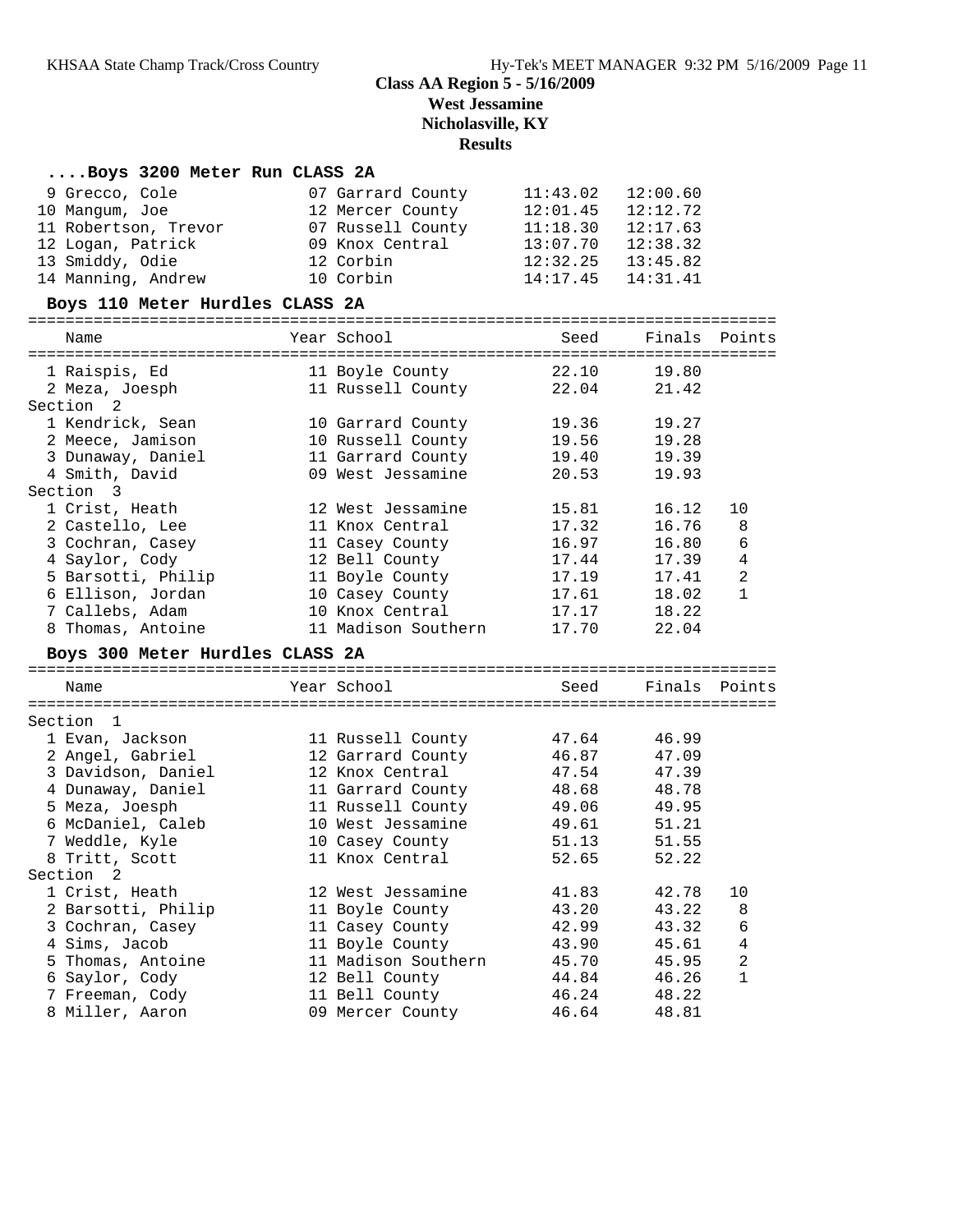## Class AA Region 5 - 5/16/2009
## West Jessamine
## Nicholasville, KY
## Results

### ....Boys 3200 Meter Run CLASS 2A

| Place | Name | Year | School | Seed | Finals | Points |
|---|---|---|---|---|---|---|
| 9 | Grecco, Cole | 07 | Garrard County | 11:43.02 | 12:00.60 | |
| 10 | Mangum, Joe | 12 | Mercer County | 12:01.45 | 12:12.72 | |
| 11 | Robertson, Trevor | 07 | Russell County | 11:18.30 | 12:17.63 | |
| 12 | Logan, Patrick | 09 | Knox Central | 13:07.70 | 12:38.32 | |
| 13 | Smiddy, Odie | 12 | Corbin | 12:32.25 | 13:45.82 | |
| 14 | Manning, Andrew | 10 | Corbin | 14:17.45 | 14:31.41 | |

### Boys 110 Meter Hurdles CLASS 2A

| Place | Name | Year | School | Seed | Finals | Points |
|---|---|---|---|---|---|---|
| 1 | Raispis, Ed | 11 | Boyle County | 22.10 | 19.80 | |
| 2 | Meza, Joesph | 11 | Russell County | 22.04 | 21.42 | |
| **Section 2** | | | | | | |
| 1 | Kendrick, Sean | 10 | Garrard County | 19.36 | 19.27 | |
| 2 | Meece, Jamison | 10 | Russell County | 19.56 | 19.28 | |
| 3 | Dunaway, Daniel | 11 | Garrard County | 19.40 | 19.39 | |
| 4 | Smith, David | 09 | West Jessamine | 20.53 | 19.93 | |
| **Section 3** | | | | | | |
| 1 | Crist, Heath | 12 | West Jessamine | 15.81 | 16.12 | 10 |
| 2 | Castello, Lee | 11 | Knox Central | 17.32 | 16.76 | 8 |
| 3 | Cochran, Casey | 11 | Casey County | 16.97 | 16.80 | 6 |
| 4 | Saylor, Cody | 12 | Bell County | 17.44 | 17.39 | 4 |
| 5 | Barsotti, Philip | 11 | Boyle County | 17.19 | 17.41 | 2 |
| 6 | Ellison, Jordan | 10 | Casey County | 17.61 | 18.02 | 1 |
| 7 | Callebs, Adam | 10 | Knox Central | 17.17 | 18.22 | |
| 8 | Thomas, Antoine | 11 | Madison Southern | 17.70 | 22.04 | |

### Boys 300 Meter Hurdles CLASS 2A

| Place | Name | Year | School | Seed | Finals | Points |
|---|---|---|---|---|---|---|
| **Section 1** | | | | | | |
| 1 | Evan, Jackson | 11 | Russell County | 47.64 | 46.99 | |
| 2 | Angel, Gabriel | 12 | Garrard County | 46.87 | 47.09 | |
| 3 | Davidson, Daniel | 12 | Knox Central | 47.54 | 47.39 | |
| 4 | Dunaway, Daniel | 11 | Garrard County | 48.68 | 48.78 | |
| 5 | Meza, Joesph | 11 | Russell County | 49.06 | 49.95 | |
| 6 | McDaniel, Caleb | 10 | West Jessamine | 49.61 | 51.21 | |
| 7 | Weddle, Kyle | 10 | Casey County | 51.13 | 51.55 | |
| 8 | Tritt, Scott | 11 | Knox Central | 52.65 | 52.22 | |
| **Section 2** | | | | | | |
| 1 | Crist, Heath | 12 | West Jessamine | 41.83 | 42.78 | 10 |
| 2 | Barsotti, Philip | 11 | Boyle County | 43.20 | 43.22 | 8 |
| 3 | Cochran, Casey | 11 | Casey County | 42.99 | 43.32 | 6 |
| 4 | Sims, Jacob | 11 | Boyle County | 43.90 | 45.61 | 4 |
| 5 | Thomas, Antoine | 11 | Madison Southern | 45.70 | 45.95 | 2 |
| 6 | Saylor, Cody | 12 | Bell County | 44.84 | 46.26 | 1 |
| 7 | Freeman, Cody | 11 | Bell County | 46.24 | 48.22 | |
| 8 | Miller, Aaron | 09 | Mercer County | 46.64 | 48.81 | |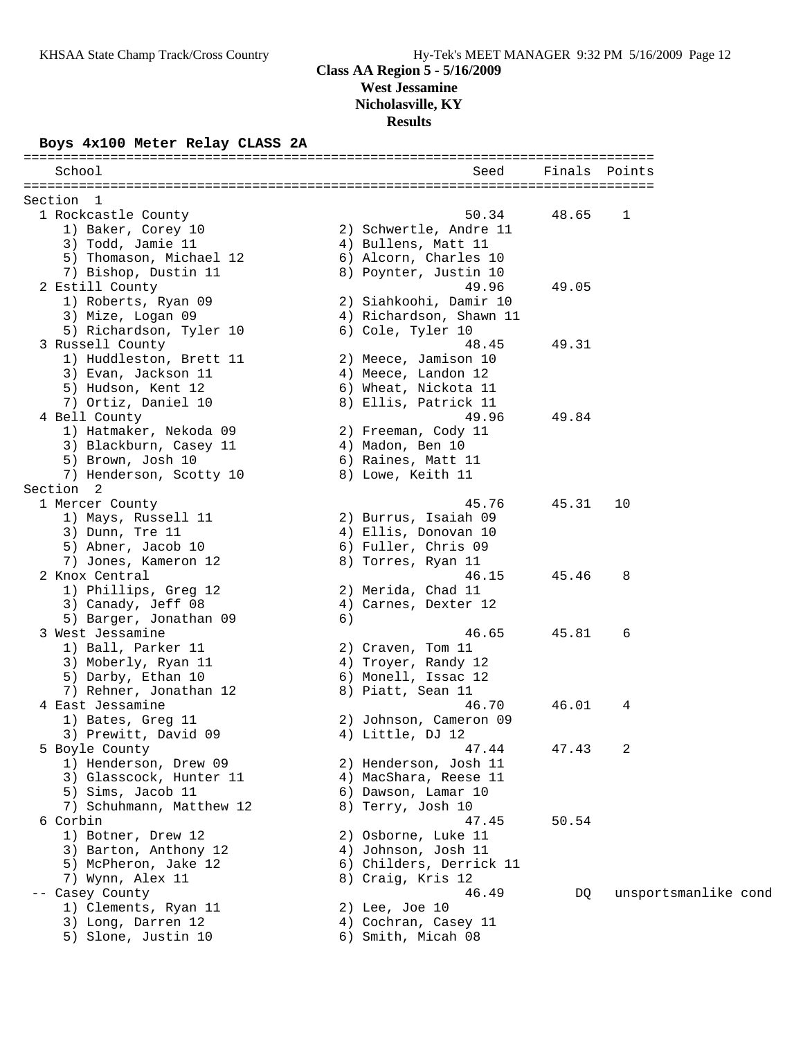**Class AA Region 5 - 5/16/2009**
**West Jessamine**
**Nicholasville, KY**
**Results**

### Boys 4x100 Meter Relay CLASS 2A

| School | Seed | Finals | Points |
|---|---|---|---|
| **Section 1** | | | |
| 1 Rockcastle County | 50.34 | 48.65 | 1 |
| 1) Baker, Corey 10; 2) Schwertle, Andre 11; 3) Todd, Jamie 11; 4) Bullens, Matt 11; 5) Thomason, Michael 12; 6) Alcorn, Charles 10; 7) Bishop, Dustin 11; 8) Poynter, Justin 10 | | | |
| 2 Estill County | 49.96 | 49.05 | |
| 1) Roberts, Ryan 09; 2) Siahkoohi, Damir 10; 3) Mize, Logan 09; 4) Richardson, Shawn 11; 5) Richardson, Tyler 10; 6) Cole, Tyler 10 | | | |
| 3 Russell County | 48.45 | 49.31 | |
| 1) Huddleston, Brett 11; 2) Meece, Jamison 10; 3) Evan, Jackson 11; 4) Meece, Landon 12; 5) Hudson, Kent 12; 6) Wheat, Nickota 11; 7) Ortiz, Daniel 10; 8) Ellis, Patrick 11 | | | |
| 4 Bell County | 49.96 | 49.84 | |
| 1) Hatmaker, Nekoda 09; 2) Freeman, Cody 11; 3) Blackburn, Casey 11; 4) Madon, Ben 10; 5) Brown, Josh 10; 6) Raines, Matt 11; 7) Henderson, Scotty 10; 8) Lowe, Keith 11 | | | |
| **Section 2** | | | |
| 1 Mercer County | 45.76 | 45.31 | 10 |
| 1) Mays, Russell 11; 2) Burrus, Isaiah 09; 3) Dunn, Tre 11; 4) Ellis, Donovan 10; 5) Abner, Jacob 10; 6) Fuller, Chris 09; 7) Jones, Kameron 12; 8) Torres, Ryan 11 | | | |
| 2 Knox Central | 46.15 | 45.46 | 8 |
| 1) Phillips, Greg 12; 2) Merida, Chad 11; 3) Canady, Jeff 08; 4) Carnes, Dexter 12; 5) Barger, Jonathan 09; 6) | | | |
| 3 West Jessamine | 46.65 | 45.81 | 6 |
| 1) Ball, Parker 11; 2) Craven, Tom 11; 3) Moberly, Ryan 11; 4) Troyer, Randy 12; 5) Darby, Ethan 10; 6) Monell, Issac 12; 7) Rehner, Jonathan 12; 8) Piatt, Sean 11 | | | |
| 4 East Jessamine | 46.70 | 46.01 | 4 |
| 1) Bates, Greg 11; 2) Johnson, Cameron 09; 3) Prewitt, David 09; 4) Little, DJ 12 | | | |
| 5 Boyle County | 47.44 | 47.43 | 2 |
| 1) Henderson, Drew 09; 2) Henderson, Josh 11; 3) Glasscock, Hunter 11; 4) MacShara, Reese 11; 5) Sims, Jacob 11; 6) Dawson, Lamar 10; 7) Schuhmann, Matthew 12; 8) Terry, Josh 10 | | | |
| 6 Corbin | 47.45 | 50.54 | |
| 1) Botner, Drew 12; 2) Osborne, Luke 11; 3) Barton, Anthony 12; 4) Johnson, Josh 11; 5) McPheron, Jake 12; 6) Childers, Derrick 11; 7) Wynn, Alex 11; 8) Craig, Kris 12 | | | |
| -- Casey County | 46.49 | DQ | unsportsmanlike cond |
| 1) Clements, Ryan 11; 2) Lee, Joe 10; 3) Long, Darren 12; 4) Cochran, Casey 11; 5) Slone, Justin 10; 6) Smith, Micah 08 | | | |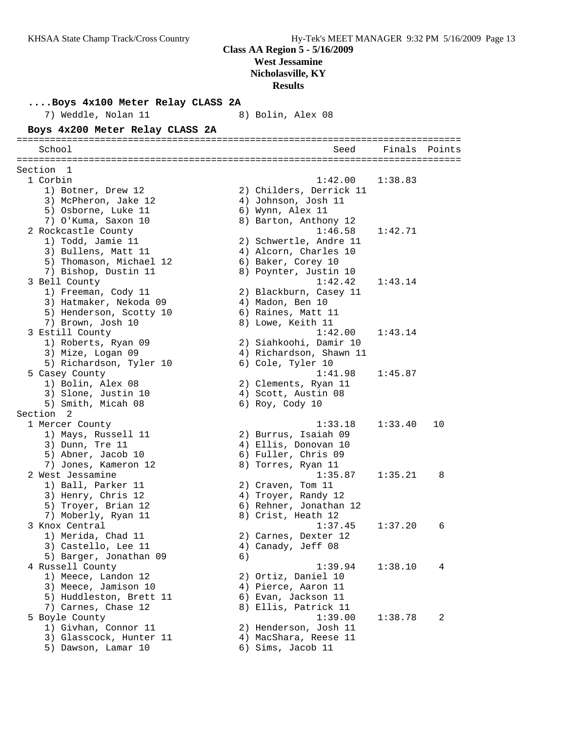## Class AA Region 5 - 5/16/2009
## West Jessamine
## Nicholasville, KY
## Results

### ....Boys 4x100 Meter Relay CLASS 2A

7) Weddle, Nolan 11 8) Bolin, Alex 08

### Boys 4x200 Meter Relay CLASS 2A

| School | Seed | Finals | Points |
|---|---|---|---|
| **Section 1** | | | |
| 1 Corbin | 1:42.00 | 1:38.83 | |
| 1) Botner, Drew 12; 2) Childers, Derrick 11; 3) McPheron, Jake 12; 4) Johnson, Josh 11; 5) Osborne, Luke 11; 6) Wynn, Alex 11; 7) O'Kuma, Saxon 10; 8) Barton, Anthony 12 | | | |
| 2 Rockcastle County | 1:46.58 | 1:42.71 | |
| 1) Todd, Jamie 11; 2) Schwertle, Andre 11; 3) Bullens, Matt 11; 4) Alcorn, Charles 10; 5) Thomason, Michael 12; 6) Baker, Corey 10; 7) Bishop, Dustin 11; 8) Poynter, Justin 10 | | | |
| 3 Bell County | 1:42.42 | 1:43.14 | |
| 1) Freeman, Cody 11; 2) Blackburn, Casey 11; 3) Hatmaker, Nekoda 09; 4) Madon, Ben 10; 5) Henderson, Scotty 10; 6) Raines, Matt 11; 7) Brown, Josh 10; 8) Lowe, Keith 11 | | | |
| 3 Estill County | 1:42.00 | 1:43.14 | |
| 1) Roberts, Ryan 09; 2) Siahkoohi, Damir 10; 3) Mize, Logan 09; 4) Richardson, Shawn 11; 5) Richardson, Tyler 10; 6) Cole, Tyler 10 | | | |
| 5 Casey County | 1:41.98 | 1:45.87 | |
| 1) Bolin, Alex 08; 2) Clements, Ryan 11; 3) Slone, Justin 10; 4) Scott, Austin 08; 5) Smith, Micah 08; 6) Roy, Cody 10 | | | |
| **Section 2** | | | |
| 1 Mercer County | 1:33.18 | 1:33.40 | 10 |
| 1) Mays, Russell 11; 2) Burrus, Isaiah 09; 3) Dunn, Tre 11; 4) Ellis, Donovan 10; 5) Abner, Jacob 10; 6) Fuller, Chris 09; 7) Jones, Kameron 12; 8) Torres, Ryan 11 | | | |
| 2 West Jessamine | 1:35.87 | 1:35.21 | 8 |
| 1) Ball, Parker 11; 2) Craven, Tom 11; 3) Henry, Chris 12; 4) Troyer, Randy 12; 5) Troyer, Brian 12; 6) Rehner, Jonathan 12; 7) Moberly, Ryan 11; 8) Crist, Heath 12 | | | |
| 3 Knox Central | 1:37.45 | 1:37.20 | 6 |
| 1) Merida, Chad 11; 2) Carnes, Dexter 12; 3) Castello, Lee 11; 4) Canady, Jeff 08; 5) Barger, Jonathan 09; 6) | | | |
| 4 Russell County | 1:39.94 | 1:38.10 | 4 |
| 1) Meece, Landon 12; 2) Ortiz, Daniel 10; 3) Meece, Jamison 10; 4) Pierce, Aaron 11; 5) Huddleston, Brett 11; 6) Evan, Jackson 11; 7) Carnes, Chase 12; 8) Ellis, Patrick 11 | | | |
| 5 Boyle County | 1:39.00 | 1:38.78 | 2 |
| 1) Givhan, Connor 11; 2) Henderson, Josh 11; 3) Glasscock, Hunter 11; 4) MacShara, Reese 11; 5) Dawson, Lamar 10; 6) Sims, Jacob 11 | | | |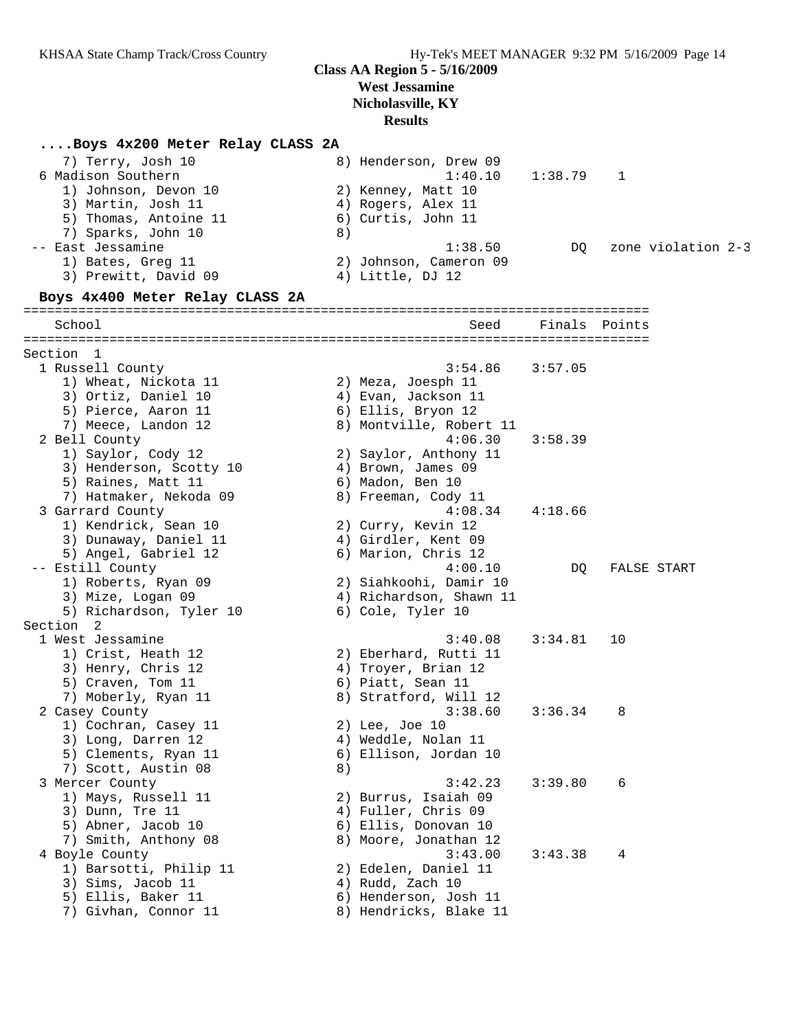Class AA Region 5 - 5/16/2009
West Jessamine
Nicholasville, KY
Results

```
....Boys 4x200 Meter Relay CLASS 2A
    7) Terry, Josh 10                  8) Henderson, Drew 09
  6 Madison Southern                             1:40.10    1:38.79    1
    1) Johnson, Devon 10               2) Kenney, Matt 10
    3) Martin, Josh 11                 4) Rogers, Alex 11
    5) Thomas, Antoine 11              6) Curtis, John 11
    7) Sparks, John 10                 8)
 -- East Jessamine                               1:38.50         DQ   zone violation 2-3
    1) Bates, Greg 11                  2) Johnson, Cameron 09
    3) Prewitt, David 09               4) Little, DJ 12

Boys 4x400 Meter Relay CLASS 2A
================================================================================
   School                                           Seed     Finals  Points
================================================================================
Section  1
  1 Russell County                               3:54.86    3:57.05
    1) Wheat, Nickota 11               2) Meza, Joesph 11
    3) Ortiz, Daniel 10                4) Evan, Jackson 11
    5) Pierce, Aaron 11                6) Ellis, Bryon 12
    7) Meece, Landon 12                8) Montville, Robert 11
  2 Bell County                                  4:06.30    3:58.39
    1) Saylor, Cody 12                 2) Saylor, Anthony 11
    3) Henderson, Scotty 10            4) Brown, James 09
    5) Raines, Matt 11                 6) Madon, Ben 10
    7) Hatmaker, Nekoda 09             8) Freeman, Cody 11
  3 Garrard County                               4:08.34    4:18.66
    1) Kendrick, Sean 10               2) Curry, Kevin 12
    3) Dunaway, Daniel 11              4) Girdler, Kent 09
    5) Angel, Gabriel 12               6) Marion, Chris 12
 -- Estill County                                4:00.10         DQ   FALSE START
    1) Roberts, Ryan 09                2) Siahkoohi, Damir 10
    3) Mize, Logan 09                  4) Richardson, Shawn 11
    5) Richardson, Tyler 10            6) Cole, Tyler 10
Section  2
  1 West Jessamine                               3:40.08    3:34.81   10
    1) Crist, Heath 12                 2) Eberhard, Rutti 11
    3) Henry, Chris 12                 4) Troyer, Brian 12
    5) Craven, Tom 11                  6) Piatt, Sean 11
    7) Moberly, Ryan 11                8) Stratford, Will 12
  2 Casey County                                 3:38.60    3:36.34    8
    1) Cochran, Casey 11               2) Lee, Joe 10
    3) Long, Darren 12                 4) Weddle, Nolan 11
    5) Clements, Ryan 11               6) Ellison, Jordan 10
    7) Scott, Austin 08                8)
  3 Mercer County                                3:42.23    3:39.80    6
    1) Mays, Russell 11                2) Burrus, Isaiah 09
    3) Dunn, Tre 11                    4) Fuller, Chris 09
    5) Abner, Jacob 10                 6) Ellis, Donovan 10
    7) Smith, Anthony 08               8) Moore, Jonathan 12
  4 Boyle County                                 3:43.00    3:43.38    4
    1) Barsotti, Philip 11             2) Edelen, Daniel 11
    3) Sims, Jacob 11                  4) Rudd, Zach 10
    5) Ellis, Baker 11                 6) Henderson, Josh 11
    7) Givhan, Connor 11               8) Hendricks, Blake 11
```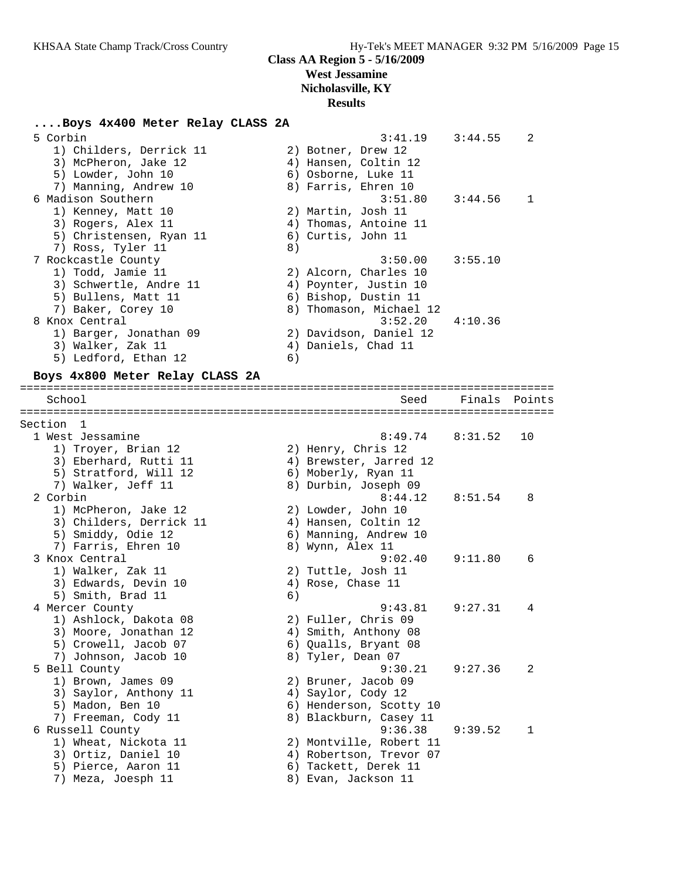## Class AA Region 5 - 5/16/2009
### West Jessamine
### Nicholasville, KY
### Results

#### ....Boys 4x400 Meter Relay CLASS 2A

| School | Seed | Finals | Points |
|---|---|---|---|
| 5 Corbin | 3:41.19 | 3:44.55 | 2 |
| 1) Childers, Derrick 11; 2) Botner, Drew 12; 3) McPheron, Jake 12; 4) Hansen, Coltin 12; 5) Lowder, John 10; 6) Osborne, Luke 11; 7) Manning, Andrew 10; 8) Farris, Ehren 10 | | | |
| 6 Madison Southern | 3:51.80 | 3:44.56 | 1 |
| 1) Kenney, Matt 10; 2) Martin, Josh 11; 3) Rogers, Alex 11; 4) Thomas, Antoine 11; 5) Christensen, Ryan 11; 6) Curtis, John 11; 7) Ross, Tyler 11; 8) | | | |
| 7 Rockcastle County | 3:50.00 | 3:55.10 | |
| 1) Todd, Jamie 11; 2) Alcorn, Charles 10; 3) Schwertle, Andre 11; 4) Poynter, Justin 10; 5) Bullens, Matt 11; 6) Bishop, Dustin 11; 7) Baker, Corey 10; 8) Thomason, Michael 12 | | | |
| 8 Knox Central | 3:52.20 | 4:10.36 | |
| 1) Barger, Jonathan 09; 2) Davidson, Daniel 12; 3) Walker, Zak 11; 4) Daniels, Chad 11; 5) Ledford, Ethan 12; 6) | | | |

#### Boys 4x800 Meter Relay CLASS 2A

| School | Seed | Finals | Points |
|---|---|---|---|
| **Section 1** | | | |
| 1 West Jessamine | 8:49.74 | 8:31.52 | 10 |
| 1) Troyer, Brian 12; 2) Henry, Chris 12; 3) Eberhard, Rutti 11; 4) Brewster, Jarred 12; 5) Stratford, Will 12; 6) Moberly, Ryan 11; 7) Walker, Jeff 11; 8) Durbin, Joseph 09 | | | |
| 2 Corbin | 8:44.12 | 8:51.54 | 8 |
| 1) McPheron, Jake 12; 2) Lowder, John 10; 3) Childers, Derrick 11; 4) Hansen, Coltin 12; 5) Smiddy, Odie 12; 6) Manning, Andrew 10; 7) Farris, Ehren 10; 8) Wynn, Alex 11 | | | |
| 3 Knox Central | 9:02.40 | 9:11.80 | 6 |
| 1) Walker, Zak 11; 2) Tuttle, Josh 11; 3) Edwards, Devin 10; 4) Rose, Chase 11; 5) Smith, Brad 11; 6) | | | |
| 4 Mercer County | 9:43.81 | 9:27.31 | 4 |
| 1) Ashlock, Dakota 08; 2) Fuller, Chris 09; 3) Moore, Jonathan 12; 4) Smith, Anthony 08; 5) Crowell, Jacob 07; 6) Qualls, Bryant 08; 7) Johnson, Jacob 10; 8) Tyler, Dean 07 | | | |
| 5 Bell County | 9:30.21 | 9:27.36 | 2 |
| 1) Brown, James 09; 2) Bruner, Jacob 09; 3) Saylor, Anthony 11; 4) Saylor, Cody 12; 5) Madon, Ben 10; 6) Henderson, Scotty 10; 7) Freeman, Cody 11; 8) Blackburn, Casey 11 | | | |
| 6 Russell County | 9:36.38 | 9:39.52 | 1 |
| 1) Wheat, Nickota 11; 2) Montville, Robert 11; 3) Ortiz, Daniel 10; 4) Robertson, Trevor 07; 5) Pierce, Aaron 11; 6) Tackett, Derek 11; 7) Meza, Joesph 11; 8) Evan, Jackson 11 | | | |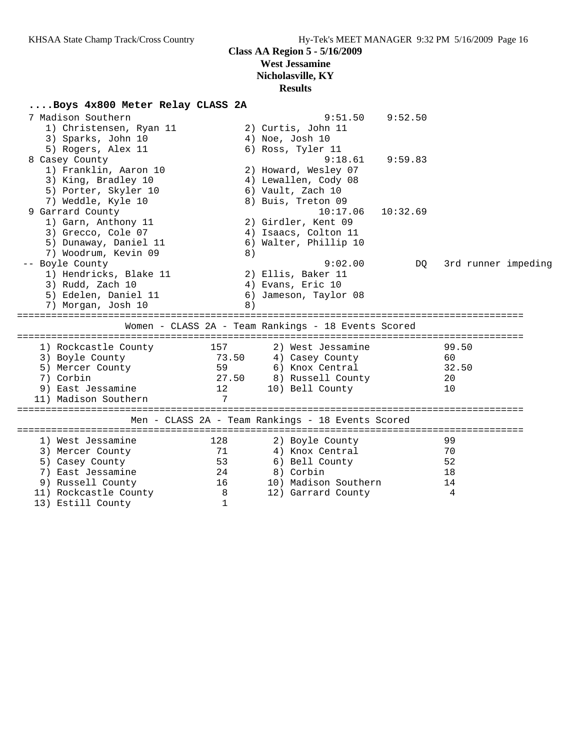## Class AA Region 5 - 5/16/2009
## West Jessamine
## Nicholasville, KY
## Results

**....Boys 4x800 Meter Relay CLASS 2A**

```
  7 Madison Southern                                9:51.50    9:52.50
     1) Christensen, Ryan 11           2) Curtis, John 11
     3) Sparks, John 10                4) Noe, Josh 10
     5) Rogers, Alex 11                6) Ross, Tyler 11
  8 Casey County                                    9:18.61    9:59.83
     1) Franklin, Aaron 10             2) Howard, Wesley 07
     3) King, Bradley 10               4) Lewallen, Cody 08
     5) Porter, Skyler 10              6) Vault, Zach 10
     7) Weddle, Kyle 10                8) Buis, Treton 09
  9 Garrard County                                 10:17.06   10:32.69
     1) Garn, Anthony 11               2) Girdler, Kent 09
     3) Grecco, Cole 07                4) Isaacs, Colton 11
     5) Dunaway, Daniel 11             6) Walter, Phillip 10
     7) Woodrum, Kevin 09              8)
 -- Boyle County                                    9:02.00         DQ   3rd runner impeding
     1) Hendricks, Blake 11            2) Ellis, Baker 11
     3) Rudd, Zach 10                  4) Evans, Eric 10
     5) Edelen, Daniel 11              6) Jameson, Taylor 08
     7) Morgan, Josh 10                8)
```

### Women - CLASS 2A - Team Rankings - 18 Events Scored

| | | | |
|---|---|---|---|
| 1) Rockcastle County | 157 | 2) West Jessamine | 99.50 |
| 3) Boyle County | 73.50 | 4) Casey County | 60 |
| 5) Mercer County | 59 | 6) Knox Central | 32.50 |
| 7) Corbin | 27.50 | 8) Russell County | 20 |
| 9) East Jessamine | 12 | 10) Bell County | 10 |
| 11) Madison Southern | 7 | | |

### Men - CLASS 2A - Team Rankings - 18 Events Scored

| | | | |
|---|---|---|---|
| 1) West Jessamine | 128 | 2) Boyle County | 99 |
| 3) Mercer County | 71 | 4) Knox Central | 70 |
| 5) Casey County | 53 | 6) Bell County | 52 |
| 7) East Jessamine | 24 | 8) Corbin | 18 |
| 9) Russell County | 16 | 10) Madison Southern | 14 |
| 11) Rockcastle County | 8 | 12) Garrard County | 4 |
| 13) Estill County | 1 | | |